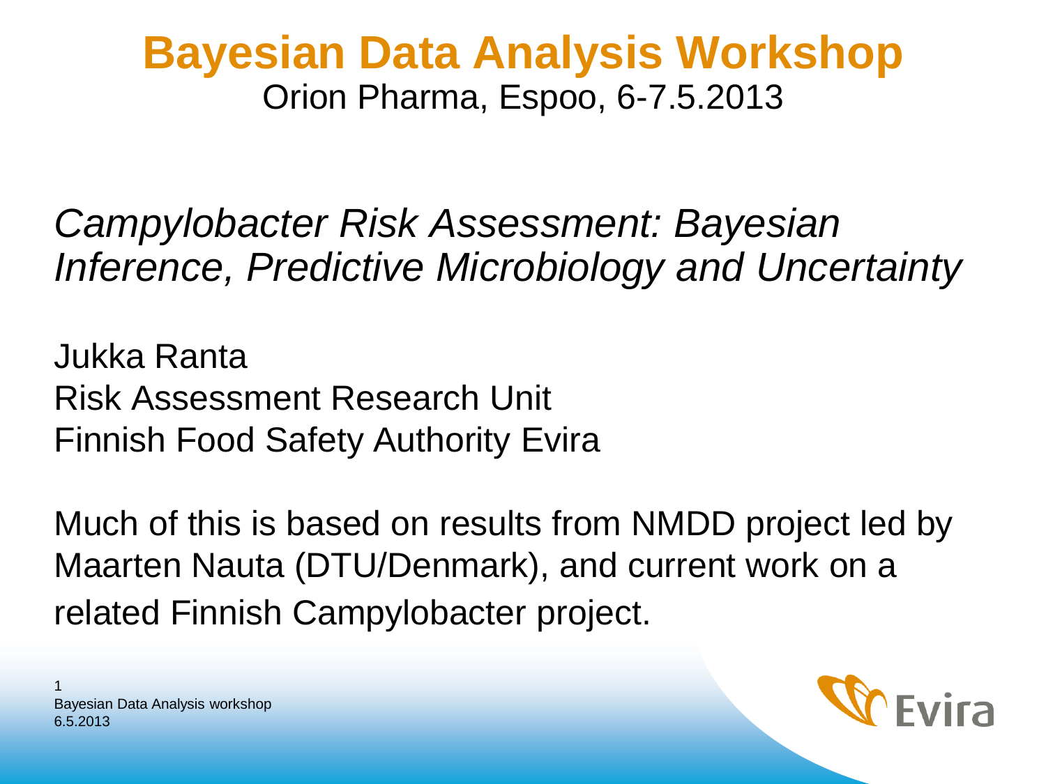# Bayesian Data Analysis Workshop

Orion Pharma, Espoo, 6-7.5.2013

*Campylobacter Risk Assessment: Bayesian Inference, Predictive Microbiology and Uncertainty*

Jukka Ranta
Risk Assessment Research Unit
Finnish Food Safety Authority Evira

Much of this is based on results from NMDD project led by Maarten Nauta (DTU/Denmark), and current work on a related Finnish Campylobacter project.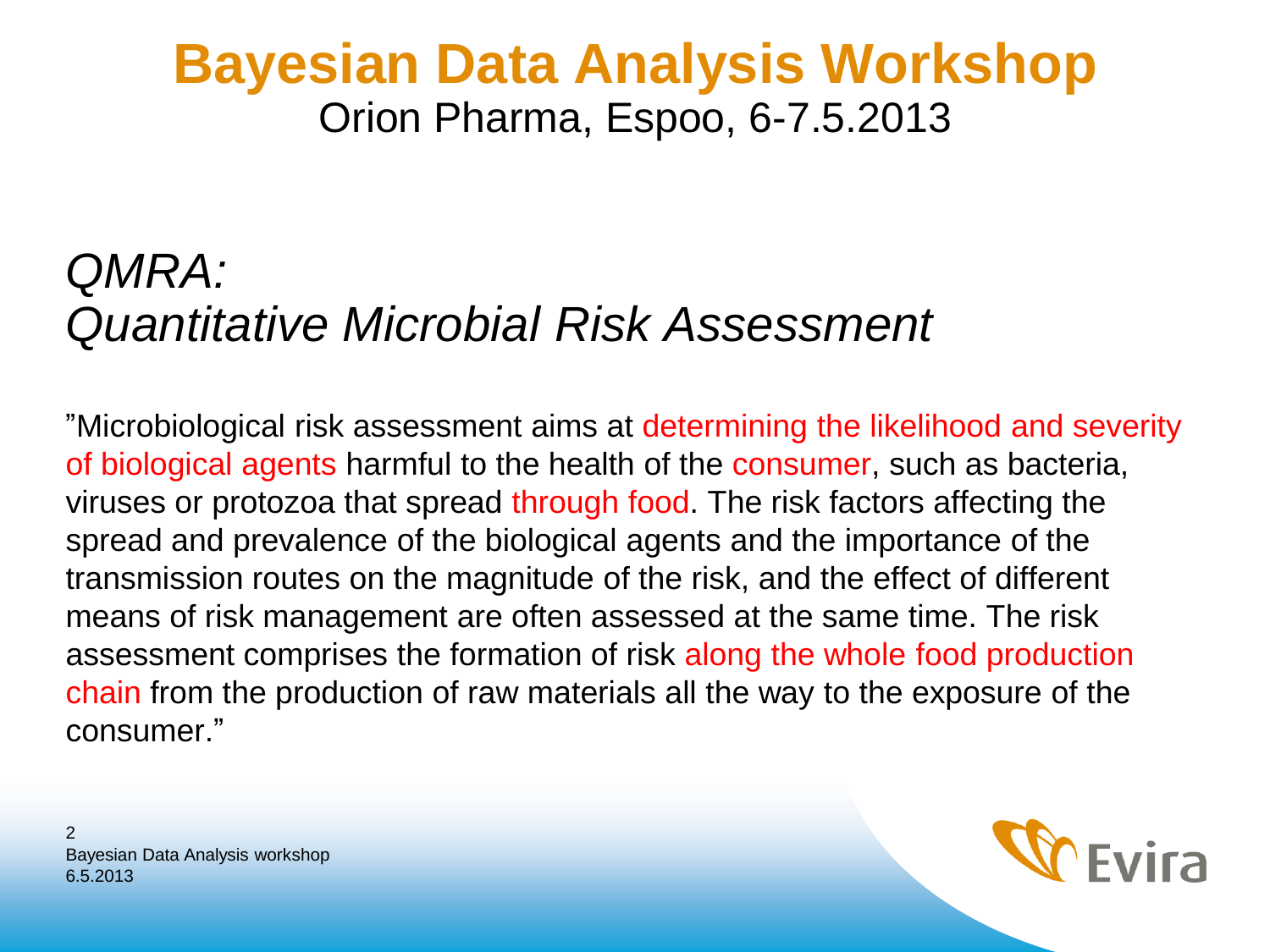# Bayesian Data Analysis Workshop

Orion Pharma, Espoo, 6-7.5.2013

## *QMRA: Quantitative Microbial Risk Assessment*

”Microbiological risk assessment aims at determining the likelihood and severity of biological agents harmful to the health of the consumer, such as bacteria, viruses or protozoa that spread through food. The risk factors affecting the spread and prevalence of the biological agents and the importance of the transmission routes on the magnitude of the risk, and the effect of different means of risk management are often assessed at the same time. The risk assessment comprises the formation of risk along the whole food production chain from the production of raw materials all the way to the exposure of the consumer.”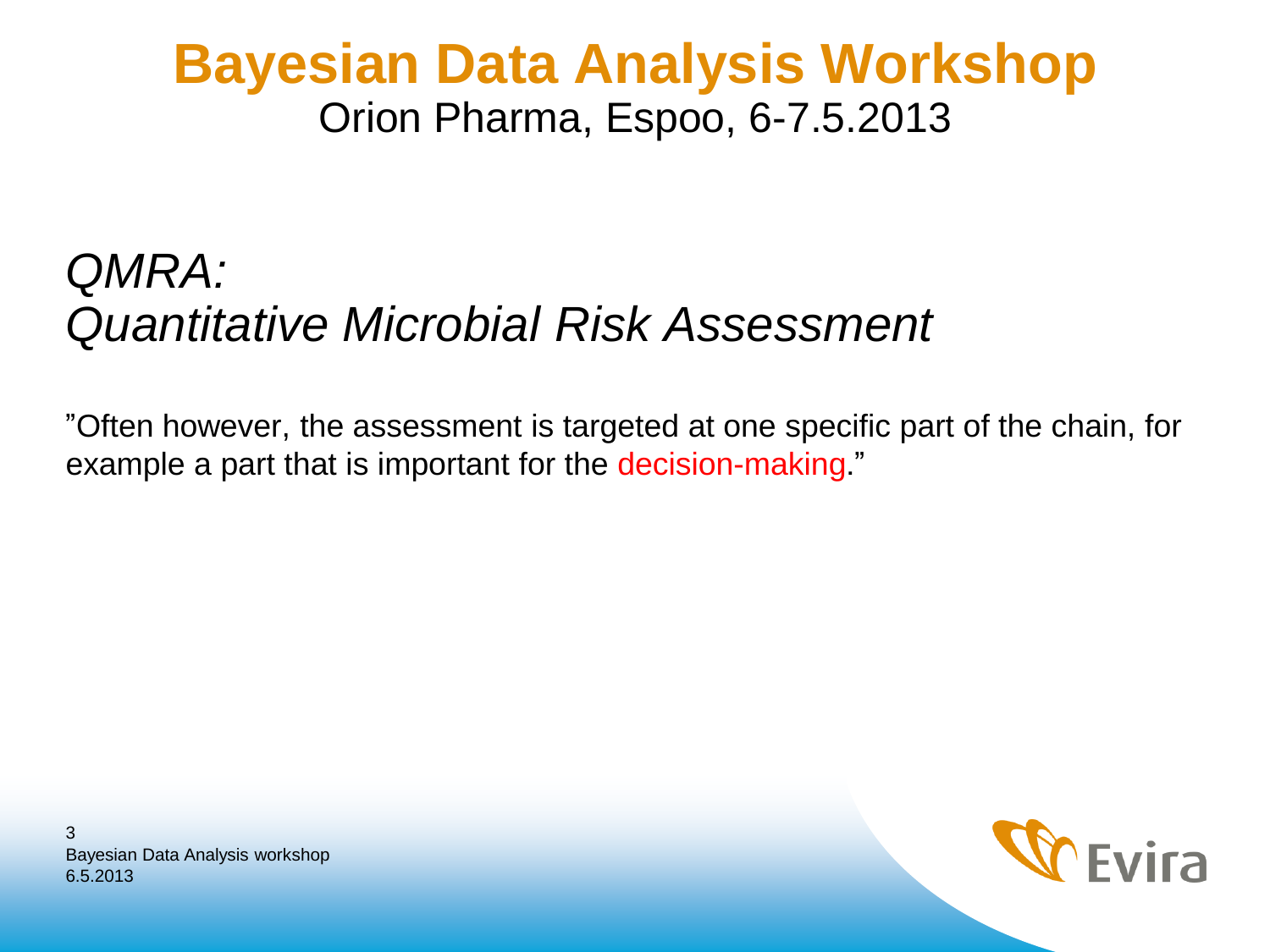# Bayesian Data Analysis Workshop

Orion Pharma, Espoo, 6-7.5.2013

## *QMRA:*
## *Quantitative Microbial Risk Assessment*

”Often however, the assessment is targeted at one specific part of the chain, for example a part that is important for the decision-making.”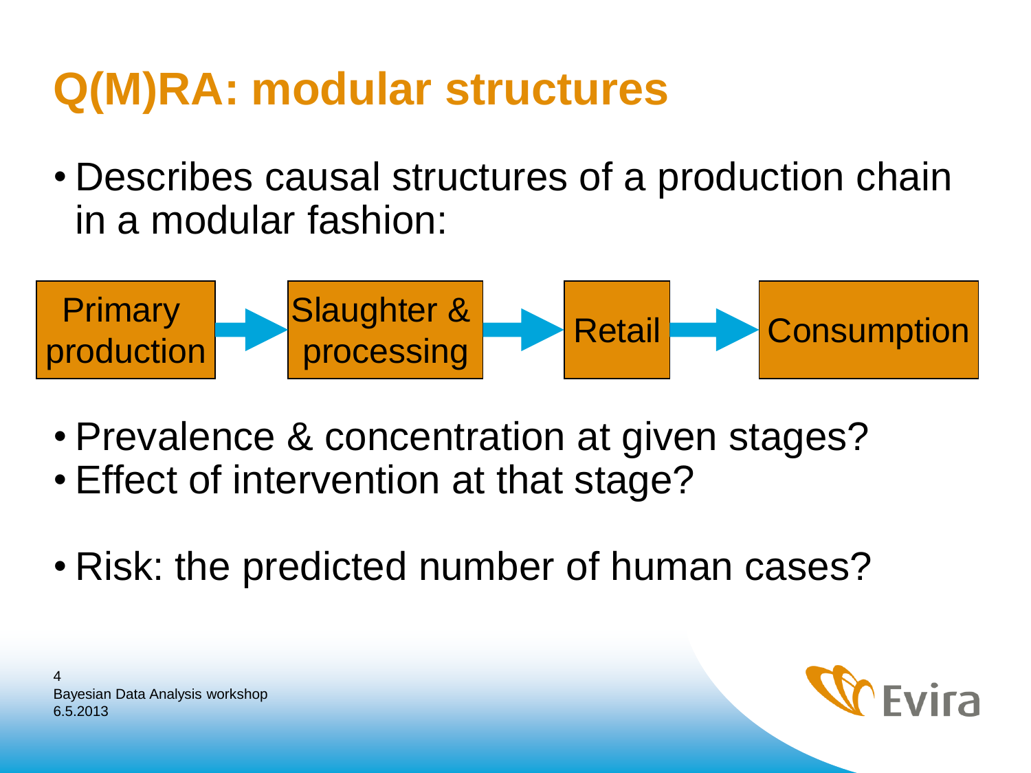# Q(M)RA: modular structures

- Describes causal structures of a production chain in a modular fashion:

Primary production → Slaughter & processing → Retail → Consumption

- Prevalence & concentration at given stages?
- Effect of intervention at that stage?

- Risk: the predicted number of human cases?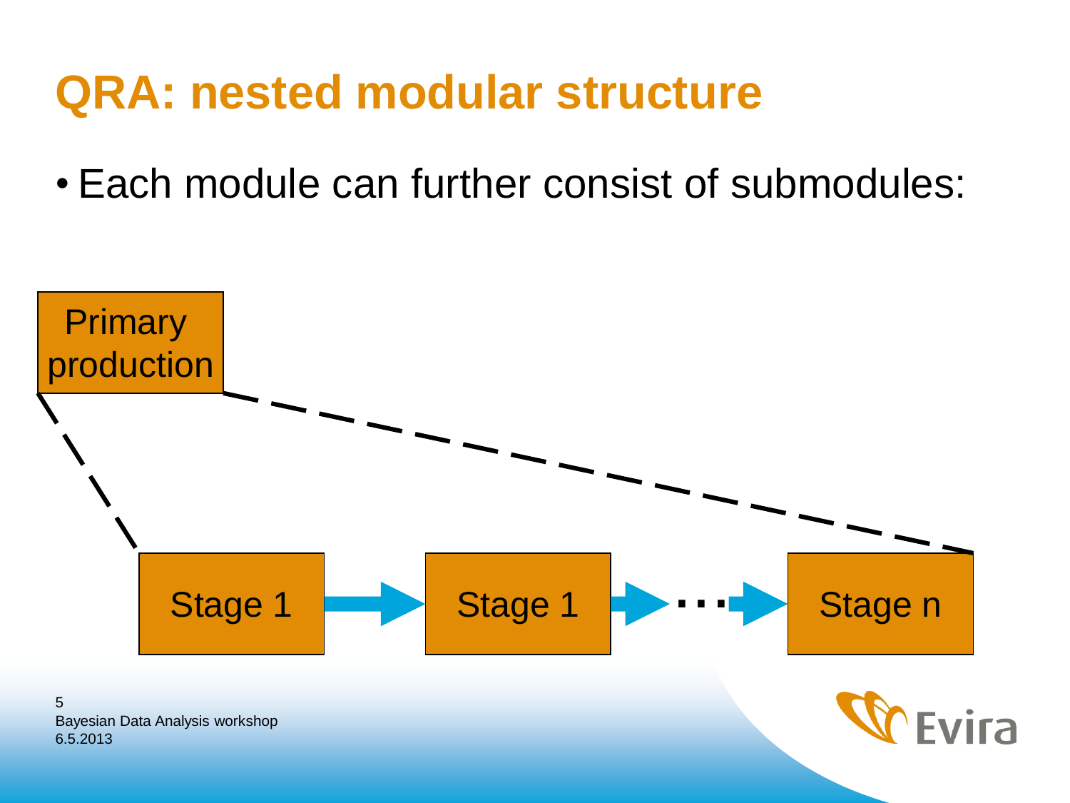# QRA: nested modular structure

- Each module can further consist of submodules:

Primary production

Stage 1 → Stage 1 → ... → Stage n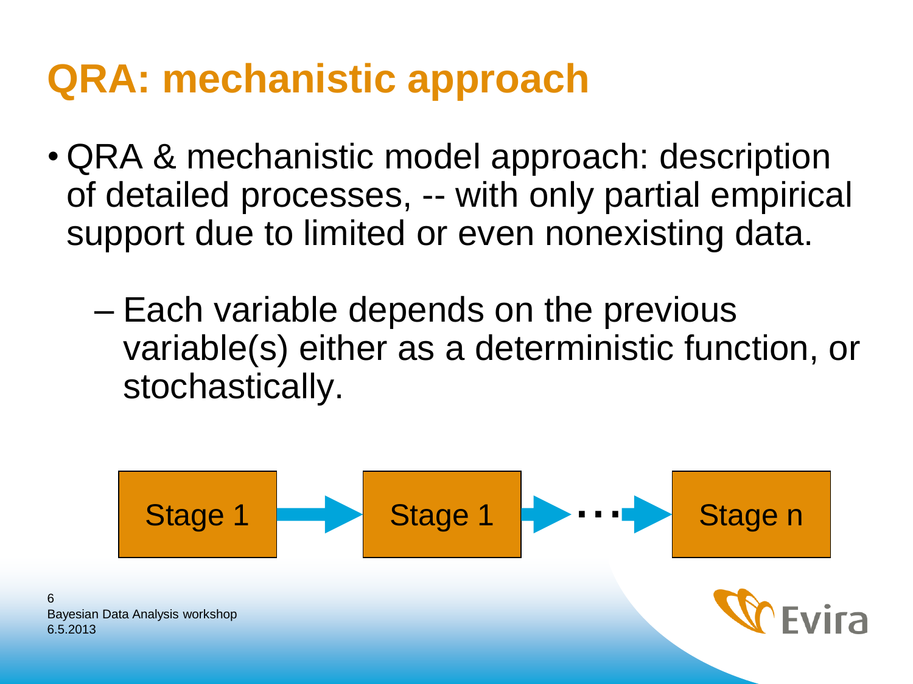# QRA: mechanistic approach

- QRA & mechanistic model approach: description of detailed processes, -- with only partial empirical support due to limited or even nonexisting data.
  - Each variable depends on the previous variable(s) either as a deterministic function, or stochastically.

Stage 1 → Stage 1 → ... → Stage n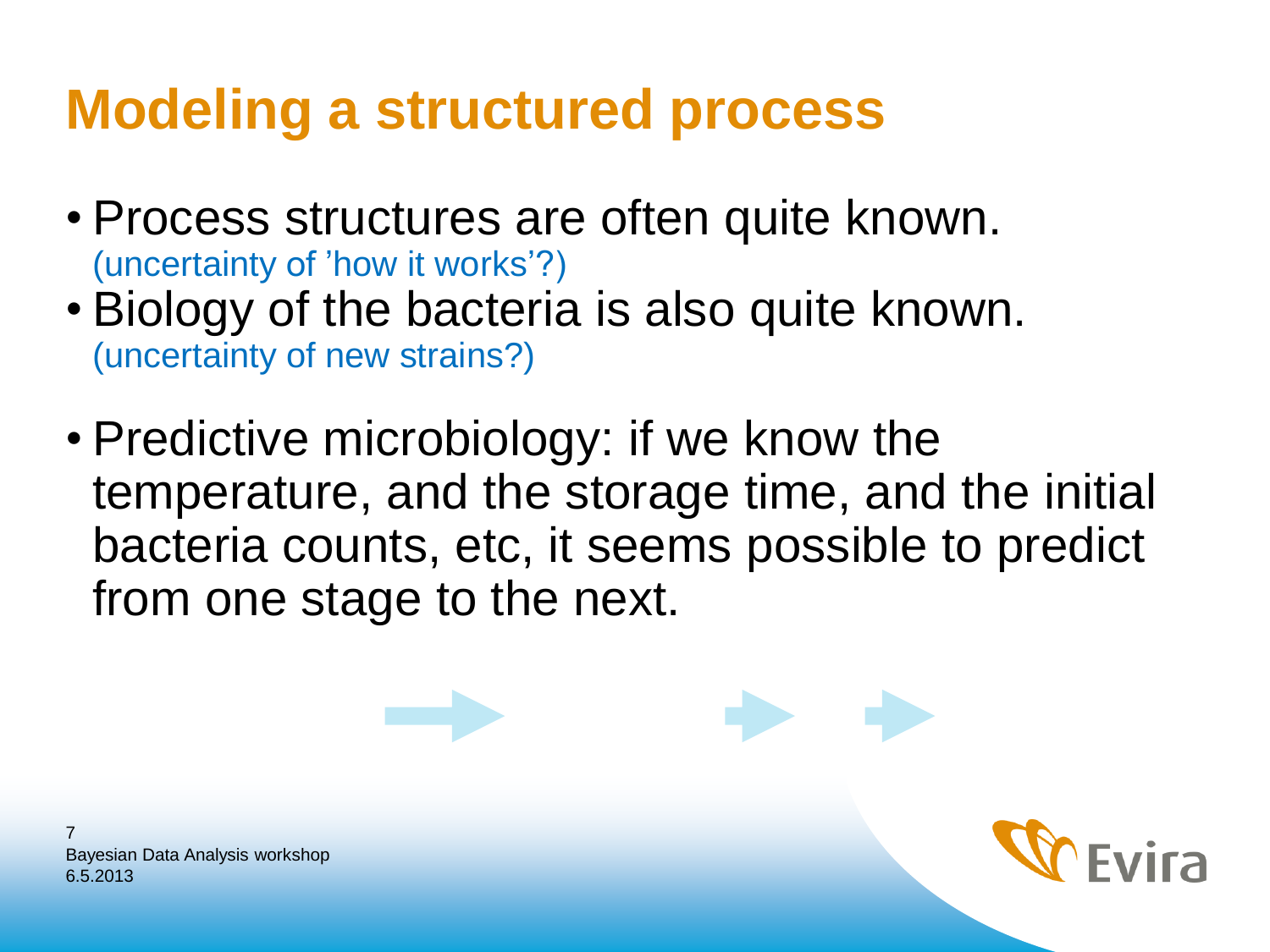# Modeling a structured process

- Process structures are often quite known.
  (uncertainty of 'how it works'?)
- Biology of the bacteria is also quite known.
  (uncertainty of new strains?)

- Predictive microbiology: if we know the temperature, and the storage time, and the initial bacteria counts, etc, it seems possible to predict from one stage to the next.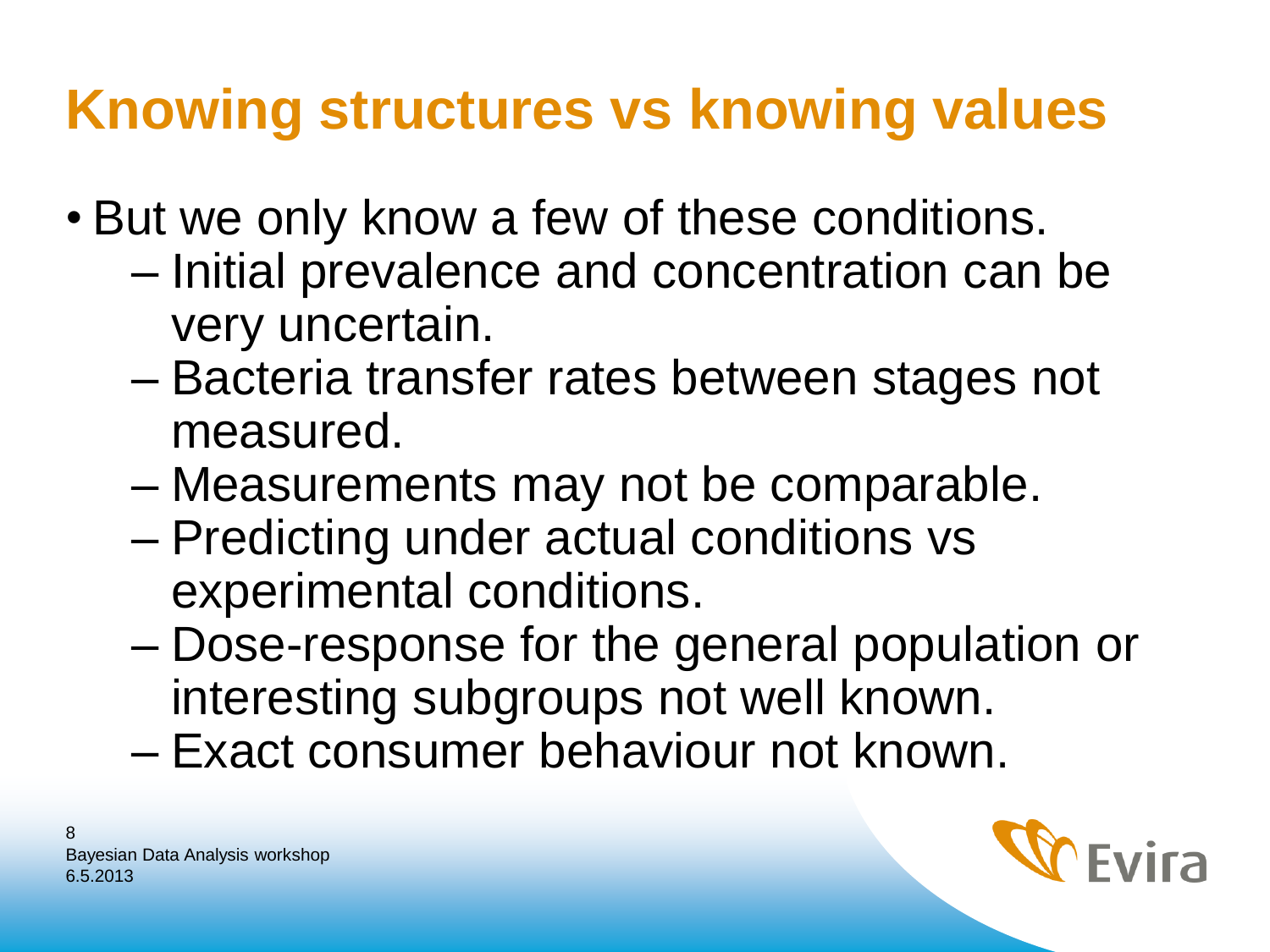# Knowing structures vs knowing values

- But we only know a few of these conditions.
  - Initial prevalence and concentration can be very uncertain.
  - Bacteria transfer rates between stages not measured.
  - Measurements may not be comparable.
  - Predicting under actual conditions vs experimental conditions.
  - Dose-response for the general population or interesting subgroups not well known.
  - Exact consumer behaviour not known.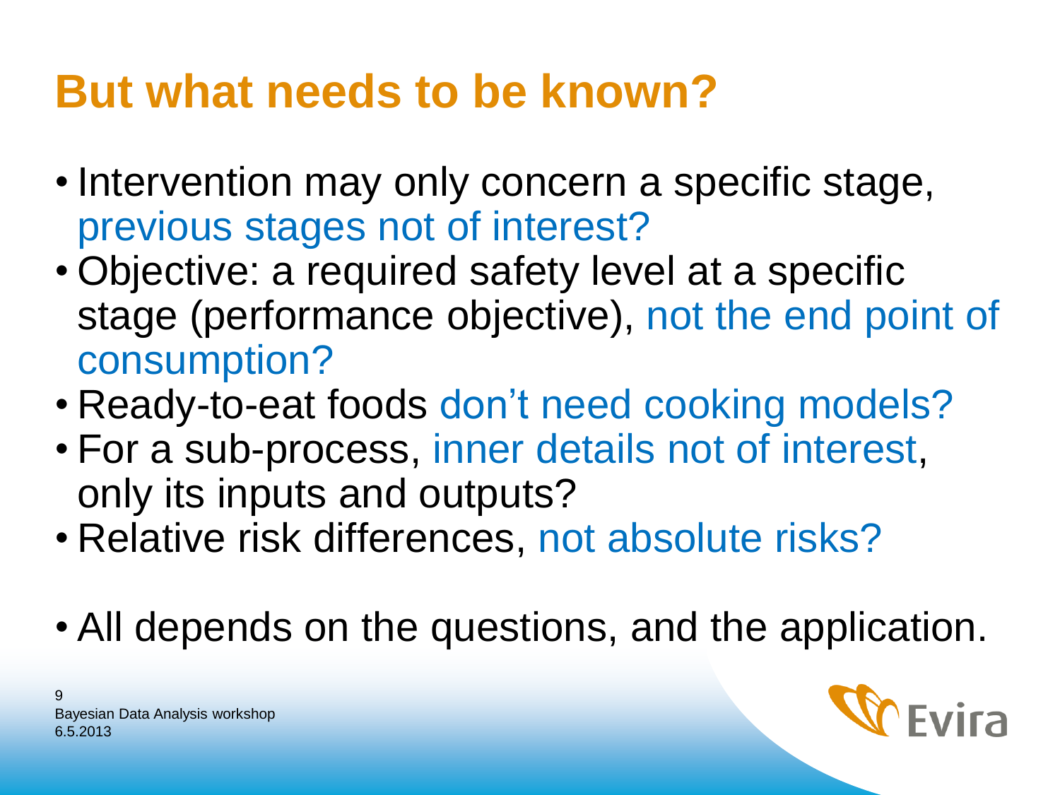# But what needs to be known?

- Intervention may only concern a specific stage, previous stages not of interest?
- Objective: a required safety level at a specific stage (performance objective), not the end point of consumption?
- Ready-to-eat foods don't need cooking models?
- For a sub-process, inner details not of interest, only its inputs and outputs?
- Relative risk differences, not absolute risks?

- All depends on the questions, and the application.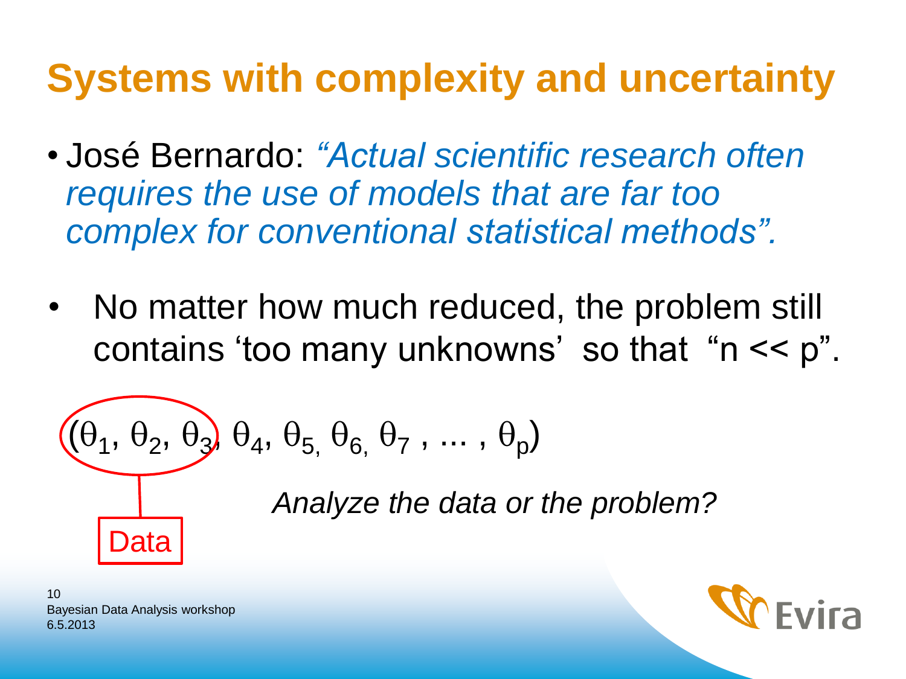# Systems with complexity and uncertainty

- José Bernardo: *"Actual scientific research often requires the use of models that are far too complex for conventional statistical methods".*

- No matter how much reduced, the problem still contains 'too many unknowns' so that "$n << p$".

$$(\theta_1, \theta_2, \theta_3, \theta_4, \theta_5, \theta_6, \theta_7, \ldots, \theta_p)$$

Data

*Analyze the data or the problem?*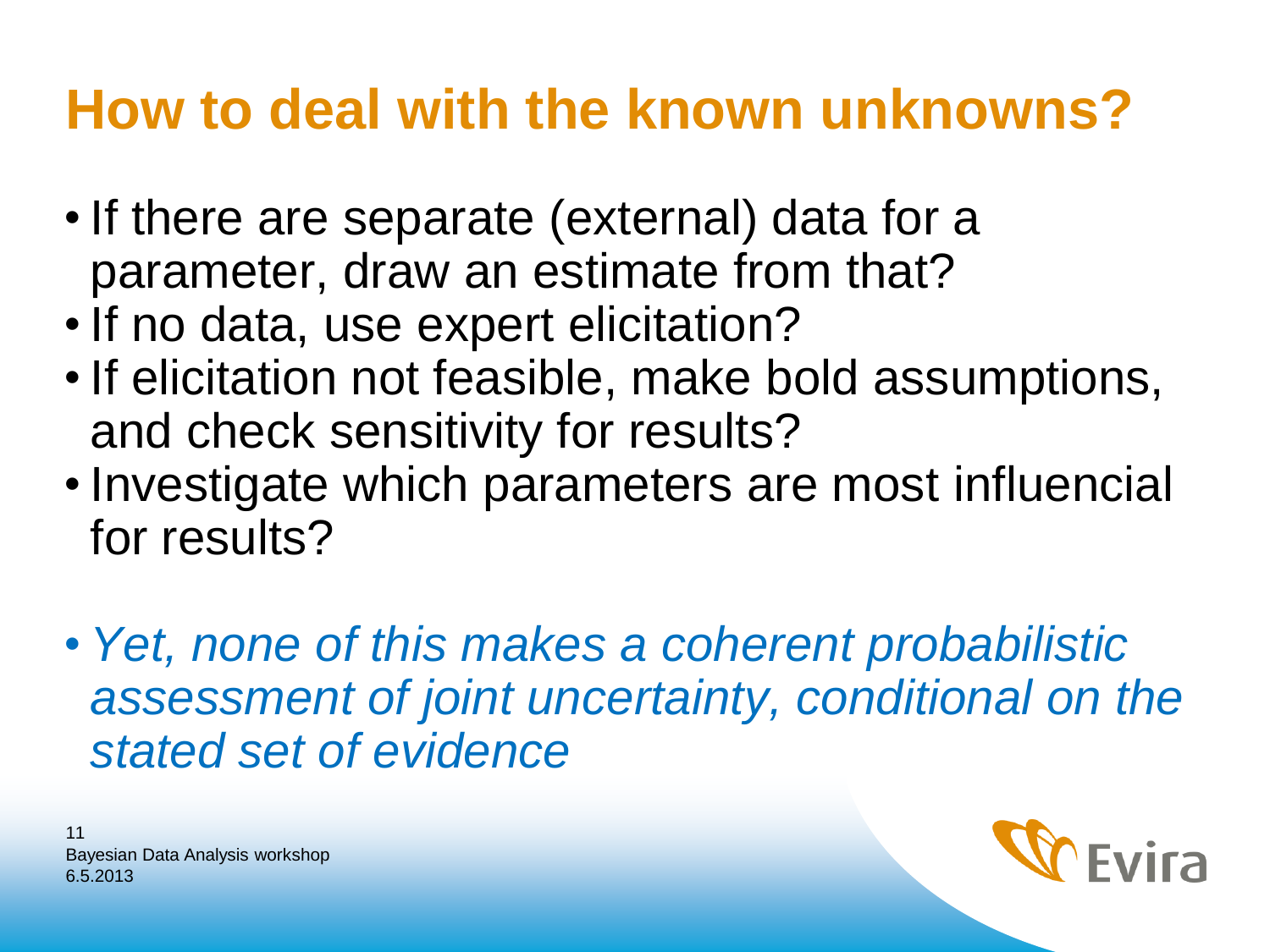# How to deal with the known unknowns?

- If there are separate (external) data for a parameter, draw an estimate from that?
- If no data, use expert elicitation?
- If elicitation not feasible, make bold assumptions, and check sensitivity for results?
- Investigate which parameters are most influencial for results?

- *Yet, none of this makes a coherent probabilistic assessment of joint uncertainty, conditional on the stated set of evidence*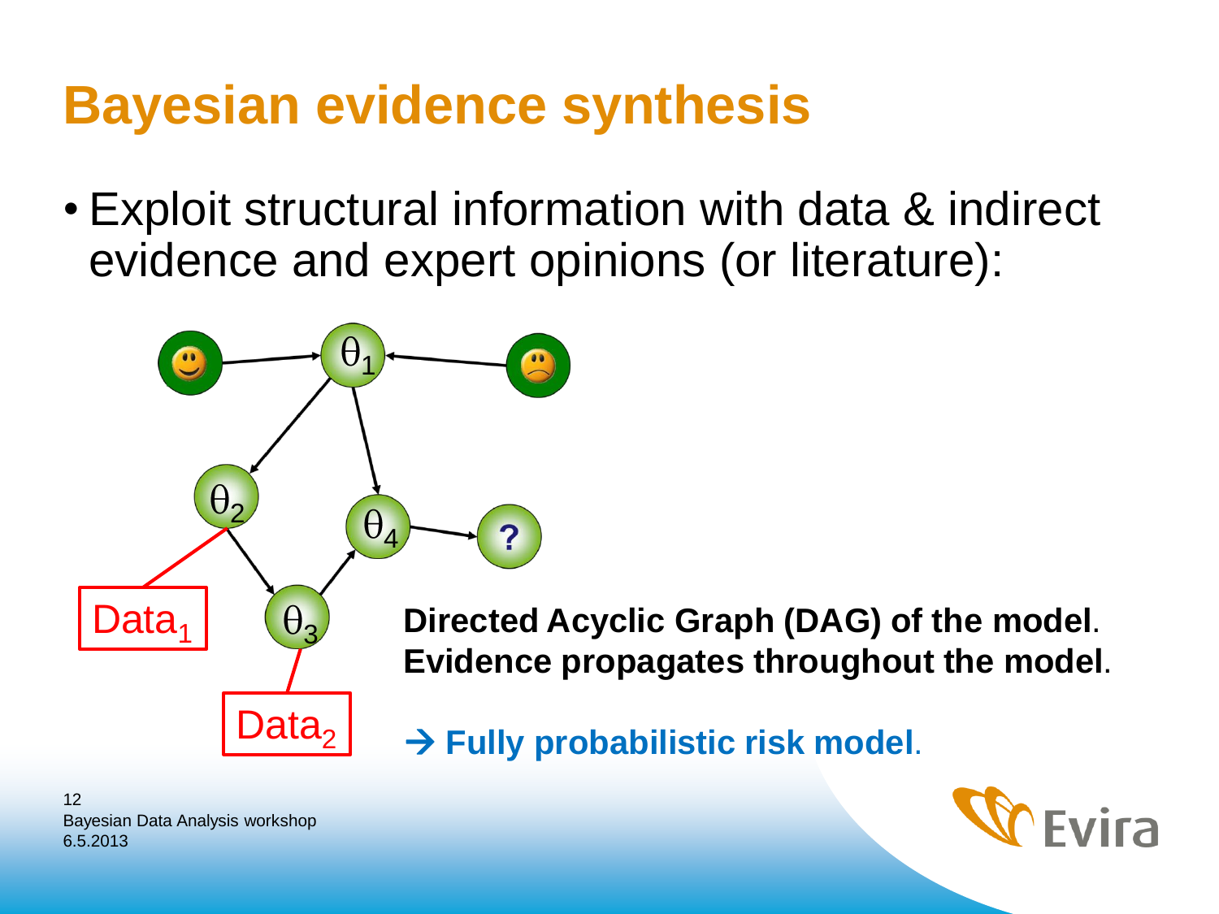# Bayesian evidence synthesis

- Exploit structural information with data & indirect evidence and expert opinions (or literature):

$\theta_1$ $\theta_2$ $\theta_3$ $\theta_4$ ?

Data$_1$ Data$_2$

**Directed Acyclic Graph (DAG) of the model. Evidence propagates throughout the model.**

→ **Fully probabilistic risk model.**

Bayesian Data Analysis workshop
6.5.2013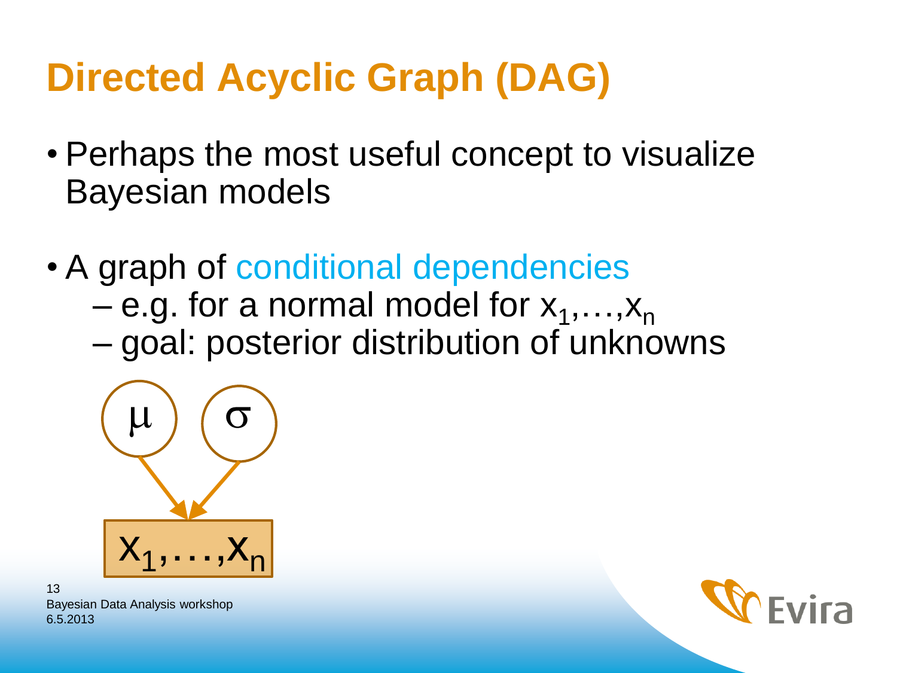# Directed Acyclic Graph (DAG)

- Perhaps the most useful concept to visualize Bayesian models
- A graph of conditional dependencies
  - e.g. for a normal model for $x_1,\ldots,x_n$
  - goal: posterior distribution of unknowns

$\mu$ $\sigma$

$x_1,\ldots,x_n$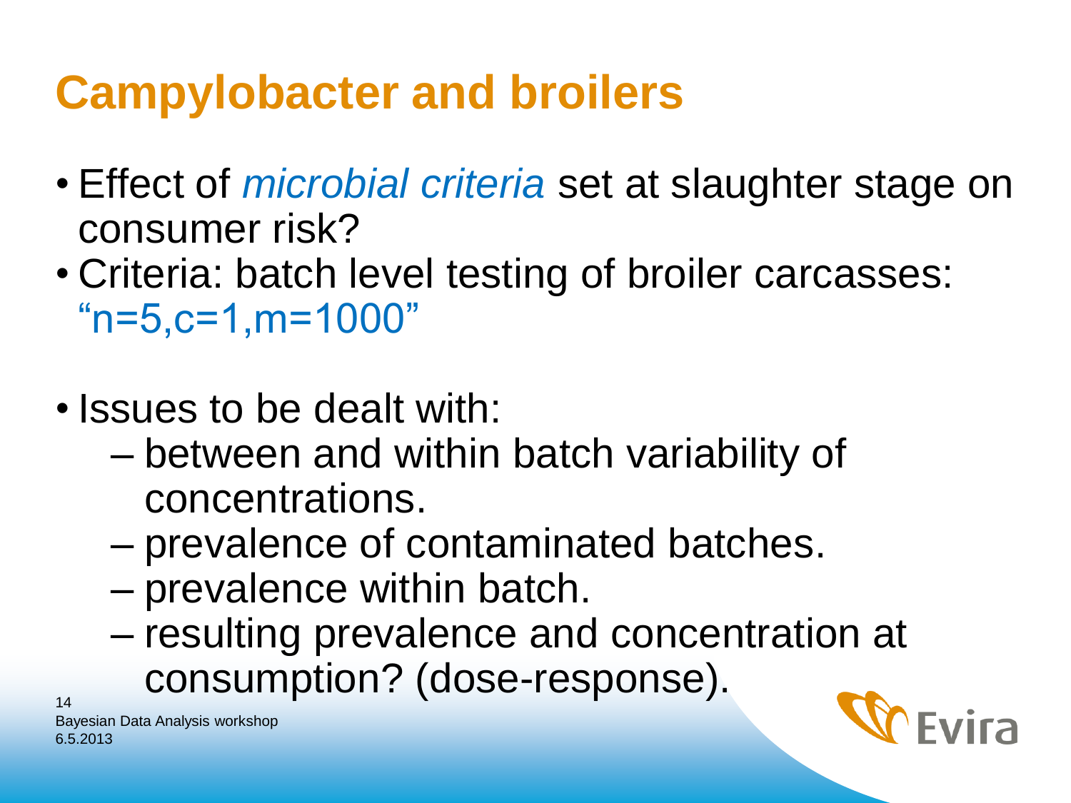# Campylobacter and broilers

- Effect of *microbial criteria* set at slaughter stage on consumer risk?
- Criteria: batch level testing of broiler carcasses: "n=5,c=1,m=1000"

- Issues to be dealt with:
  - between and within batch variability of concentrations.
  - prevalence of contaminated batches.
  - prevalence within batch.
  - resulting prevalence and concentration at consumption? (dose-response).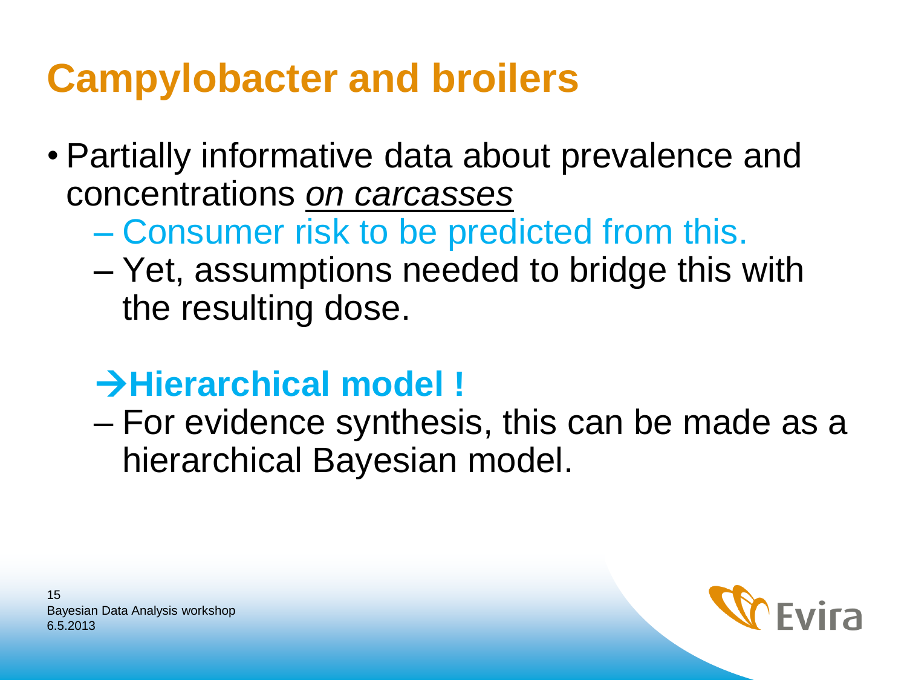# Campylobacter and broilers

- Partially informative data about prevalence and concentrations *on carcasses*
  - Consumer risk to be predicted from this.
  - Yet, assumptions needed to bridge this with the resulting dose.

**→Hierarchical model !**

- For evidence synthesis, this can be made as a hierarchical Bayesian model.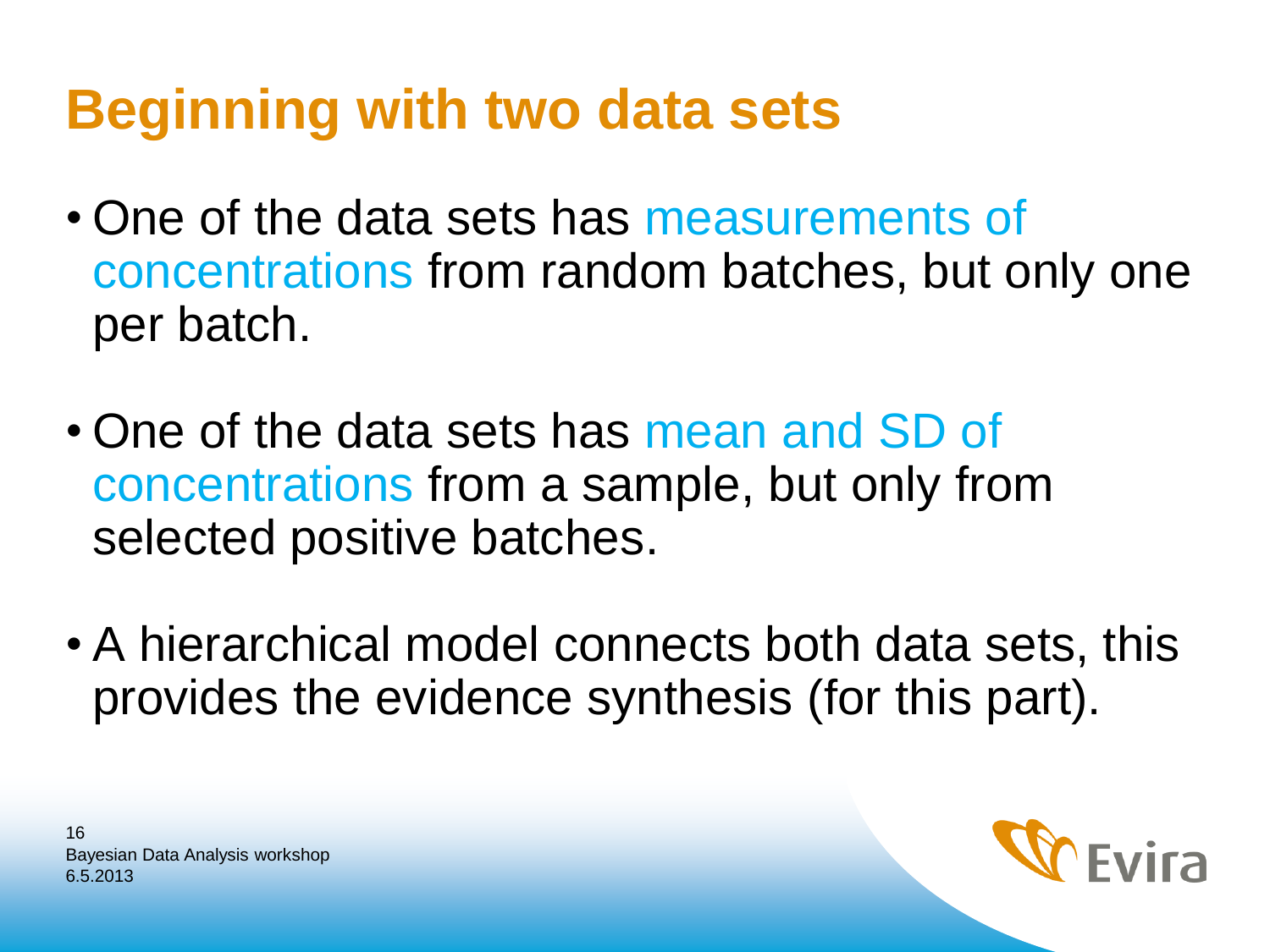# Beginning with two data sets

- One of the data sets has measurements of concentrations from random batches, but only one per batch.
- One of the data sets has mean and SD of concentrations from a sample, but only from selected positive batches.
- A hierarchical model connects both data sets, this provides the evidence synthesis (for this part).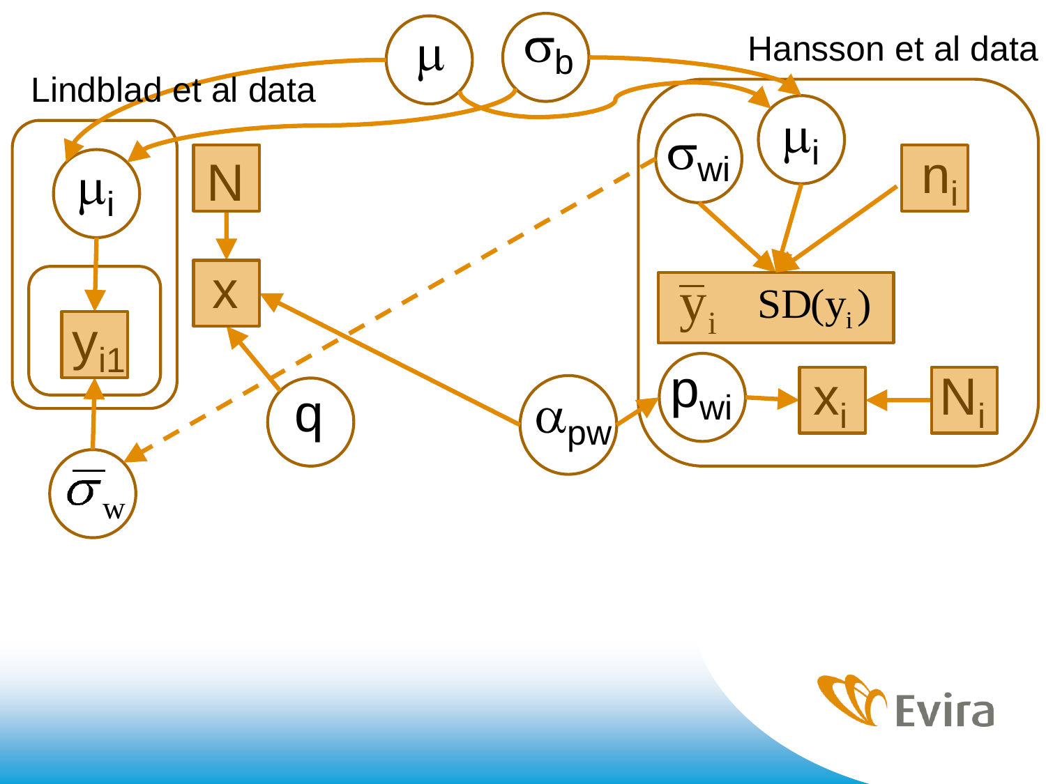Lindblad et al data

Hansson et al data

$\mu$ $\sigma_b$

$\mu_i$ $N$ $\sigma_{wi}$ $\mu_i$ $n_i$

$x$

$\bar{y}_i$ $SD(y_i)$

$y_{i1}$

$q$ $\alpha_{pw}$ $p_{wi}$ $x_i$ $N_i$

$\bar{\sigma}_w$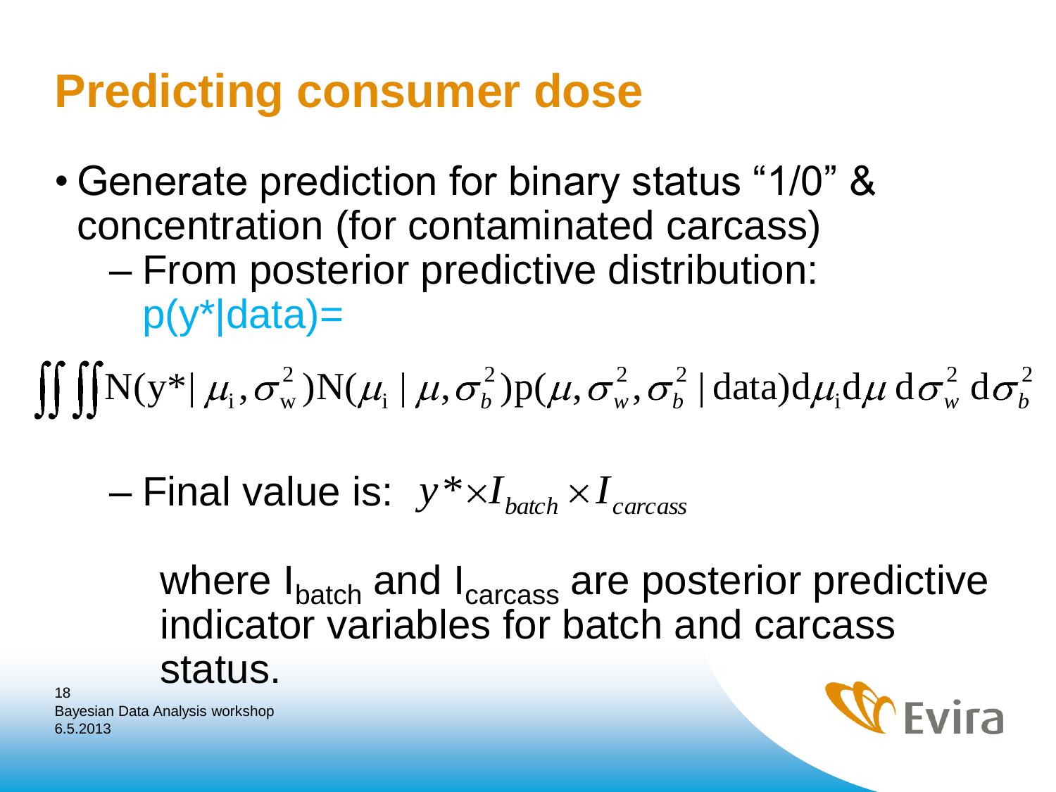# Predicting consumer dose

- Generate prediction for binary status "1/0" & concentration (for contaminated carcass)
  - From posterior predictive distribution: p(y*|data)=

$$\iint\iint \mathrm{N}(y^* \mid \mu_i, \sigma_w^2)\,\mathrm{N}(\mu_i \mid \mu, \sigma_b^2)\,\mathrm{p}(\mu, \sigma_w^2, \sigma_b^2 \mid \mathrm{data})\,d\mu_i\,d\mu\,d\sigma_w^2\,d\sigma_b^2$$

  - Final value is: $y^* \times I_{batch} \times I_{carcass}$

    where $I_{batch}$ and $I_{carcass}$ are posterior predictive indicator variables for batch and carcass status.

Bayesian Data Analysis workshop
6.5.2013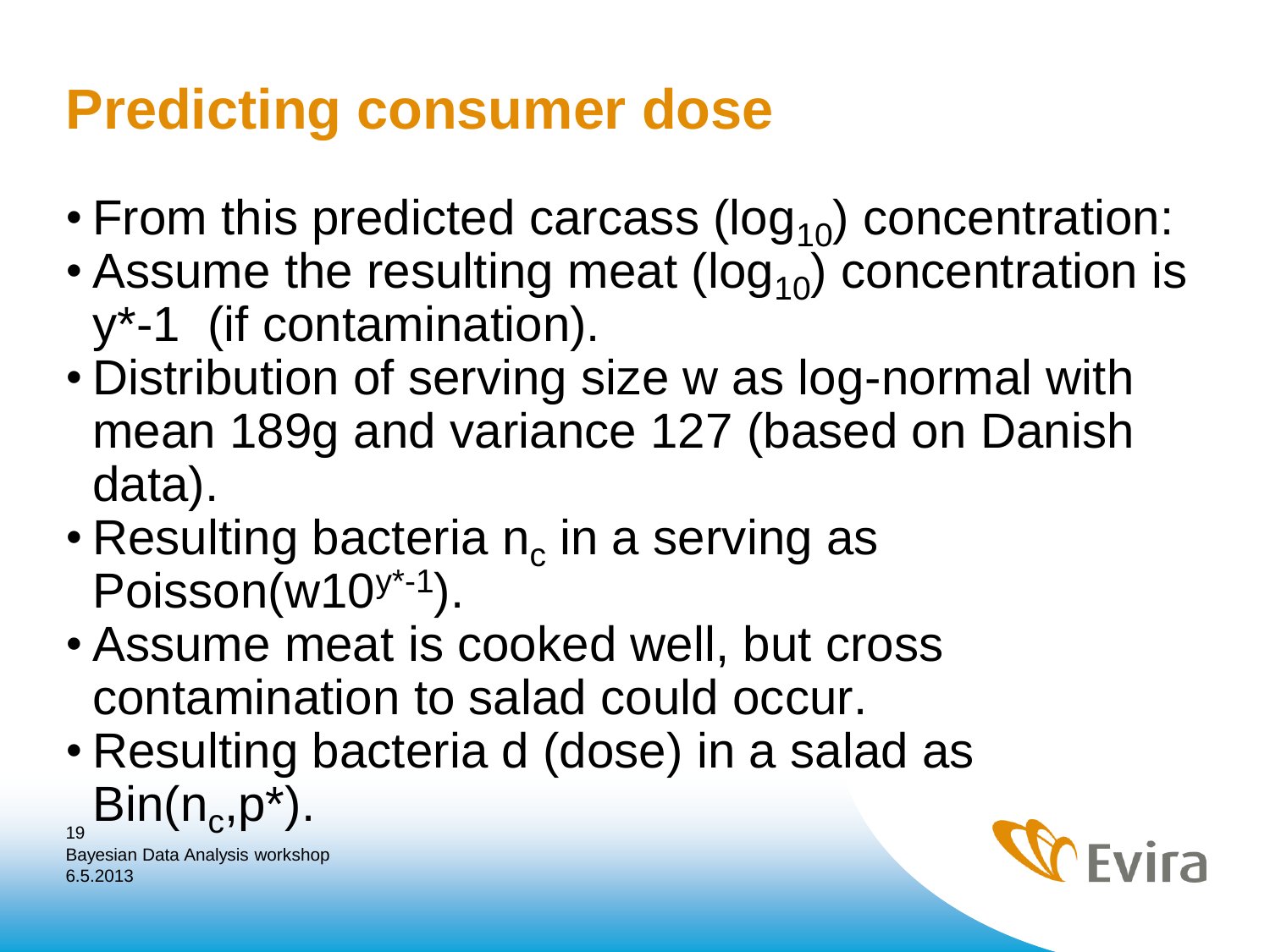# Predicting consumer dose

- From this predicted carcass ($\log_{10}$) concentration:
- Assume the resulting meat ($\log_{10}$) concentration is $y^*-1$ (if contamination).
- Distribution of serving size w as log-normal with mean 189g and variance 127 (based on Danish data).
- Resulting bacteria $n_c$ in a serving as Poisson($w10^{y^*-1}$).
- Assume meat is cooked well, but cross contamination to salad could occur.
- Resulting bacteria d (dose) in a salad as Bin($n_c$,$p^*$).

Bayesian Data Analysis workshop
6.5.2013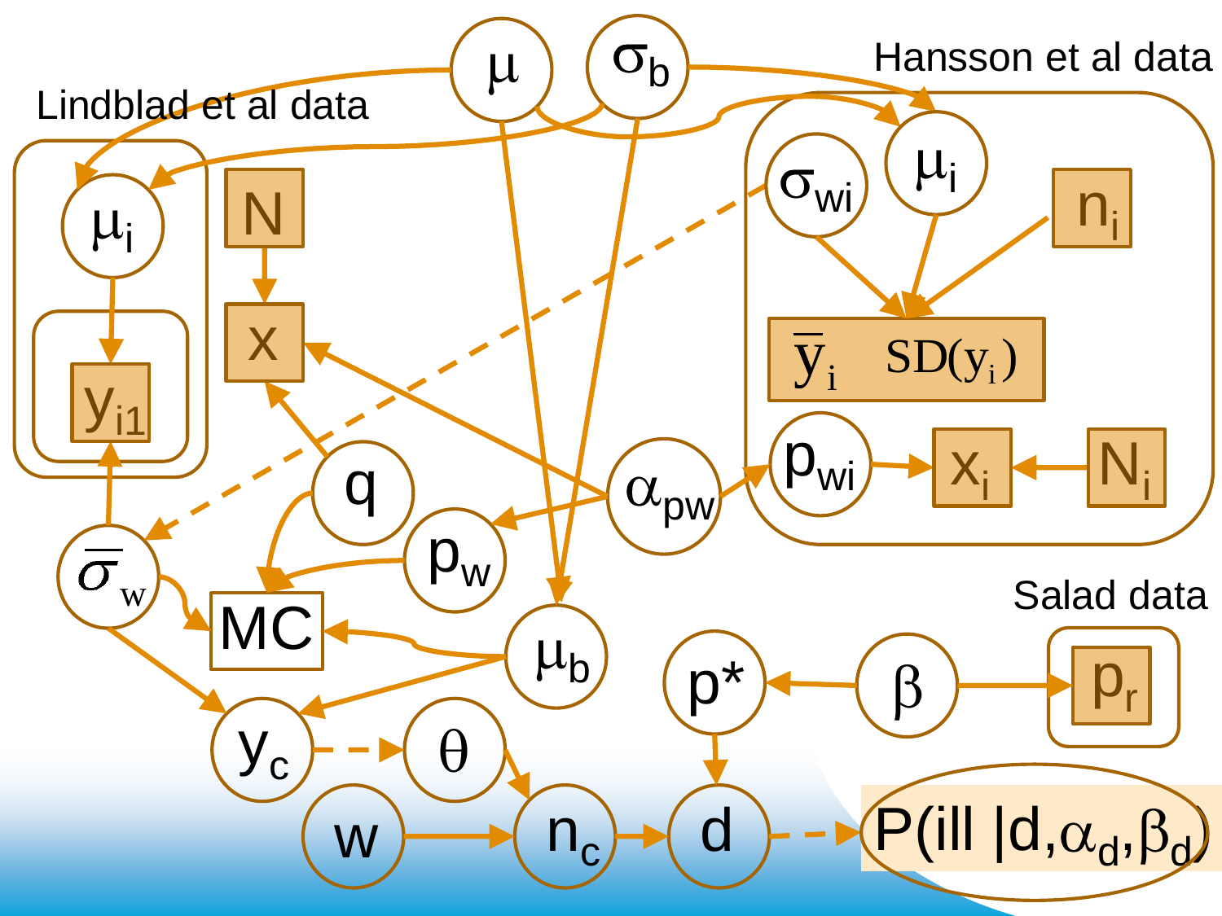Lindblad et al data

Hansson et al data

Salad data

$\mu$

$\sigma_b$

$\mu_i$

$y_{i1}$

$N$

$x$

$\sigma_{wi}$

$\mu_i$

$n_i$

$\bar{y}_i$ $SD(y_i)$

$p_{wi}$

$x_i$

$N_i$

$q$

$\alpha_{pw}$

$p_w$

$\bar{\sigma}_w$

MC

$\mu_b$

$p^*$

$\beta$

$p_r$

$y_c$

$\theta$

$w$

$n_c$

$d$

$P(\text{ill} \mid d, \alpha_d, \beta_d)$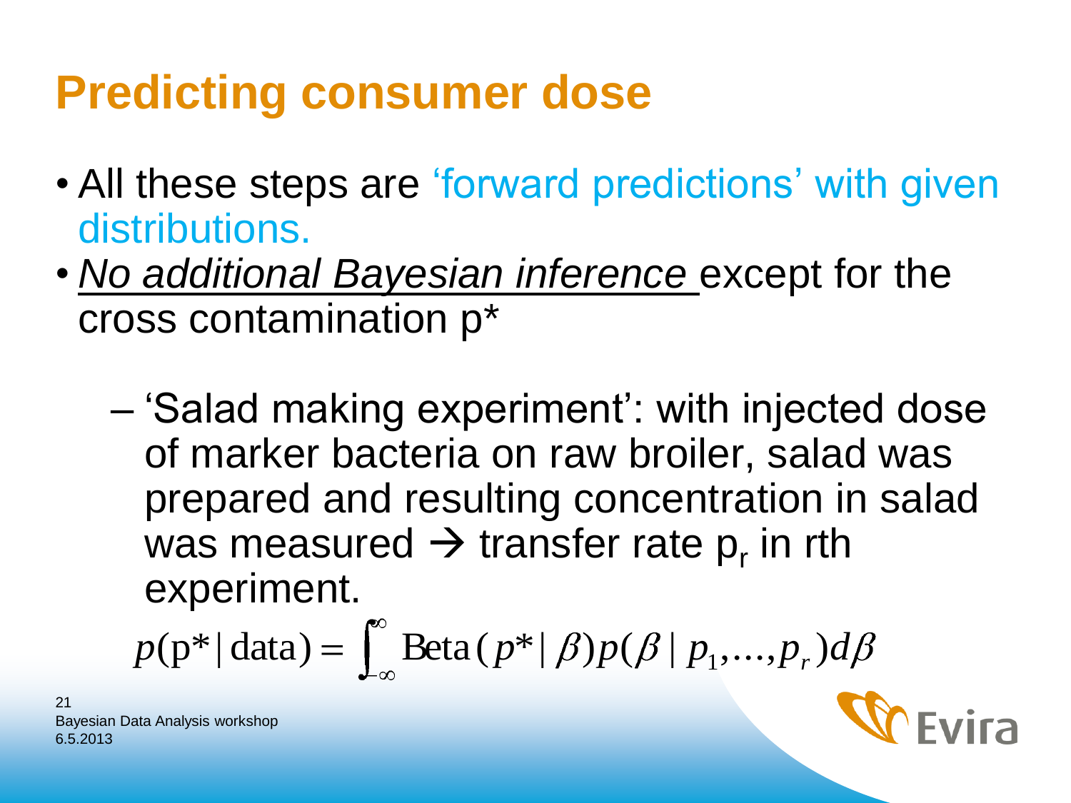# Predicting consumer dose

- All these steps are 'forward predictions' with given distributions.
- *No additional Bayesian inference* except for the cross contamination p*

  – 'Salad making experiment': with injected dose of marker bacteria on raw broiler, salad was prepared and resulting concentration in salad was measured → transfer rate $p_r$ in rth experiment.

$$p(\mathrm{p}^* \mid \mathrm{data}) = \int_{-\infty}^{\infty} \mathrm{Beta}(p^* \mid \beta) p(\beta \mid p_1, \ldots, p_r) d\beta$$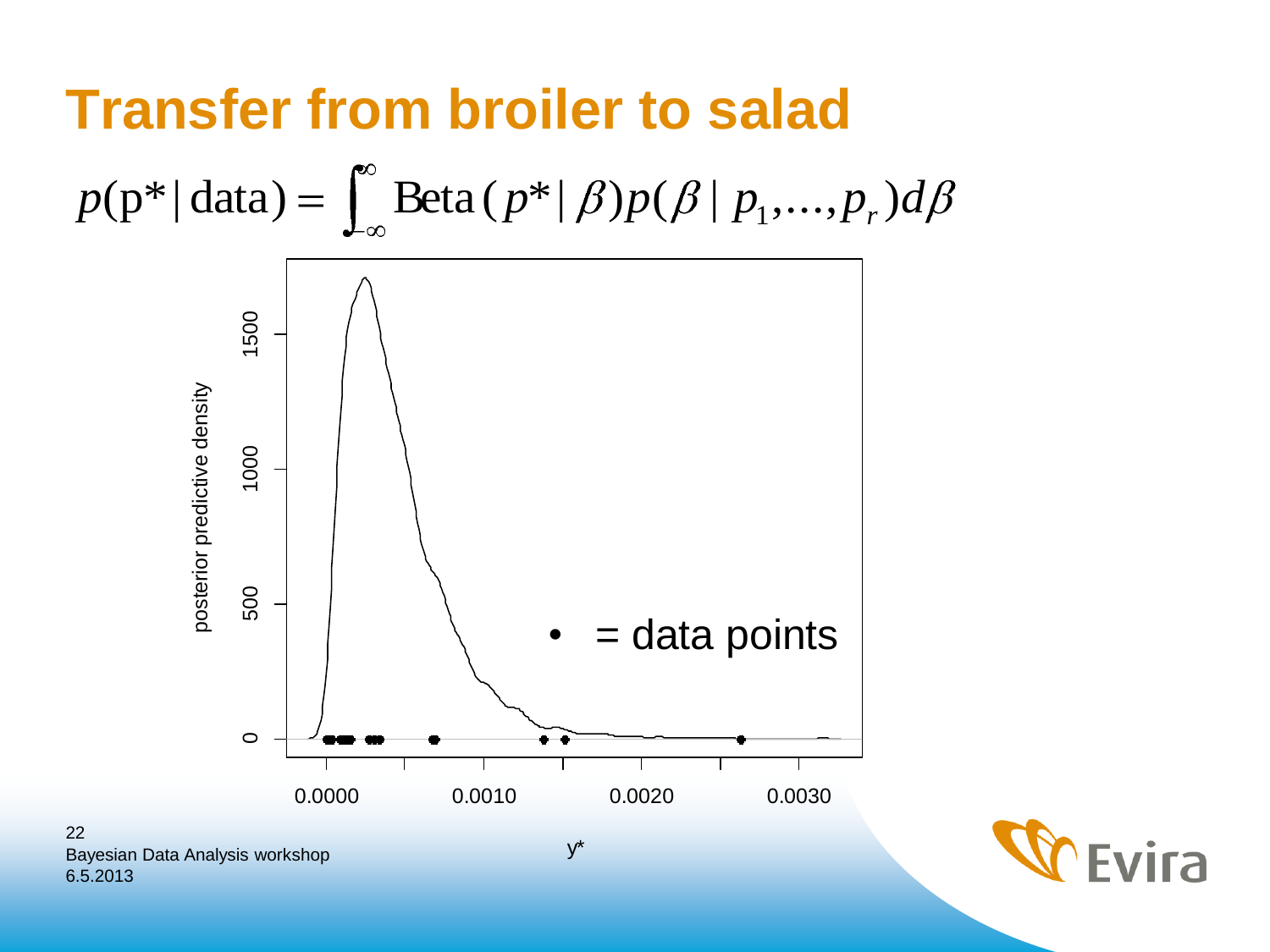# Transfer from broiler to salad

$$p(\mathrm{p}^* \mid \mathrm{data}) = \int_{-\infty}^{\infty} \mathrm{Beta}\,(p^* \mid \beta) p(\beta \mid p_1, \ldots, p_r) d\beta$$

posterior predictive density

1500

1000

500

0

• = data points

0.0000 0.0010 0.0020 0.0030

y*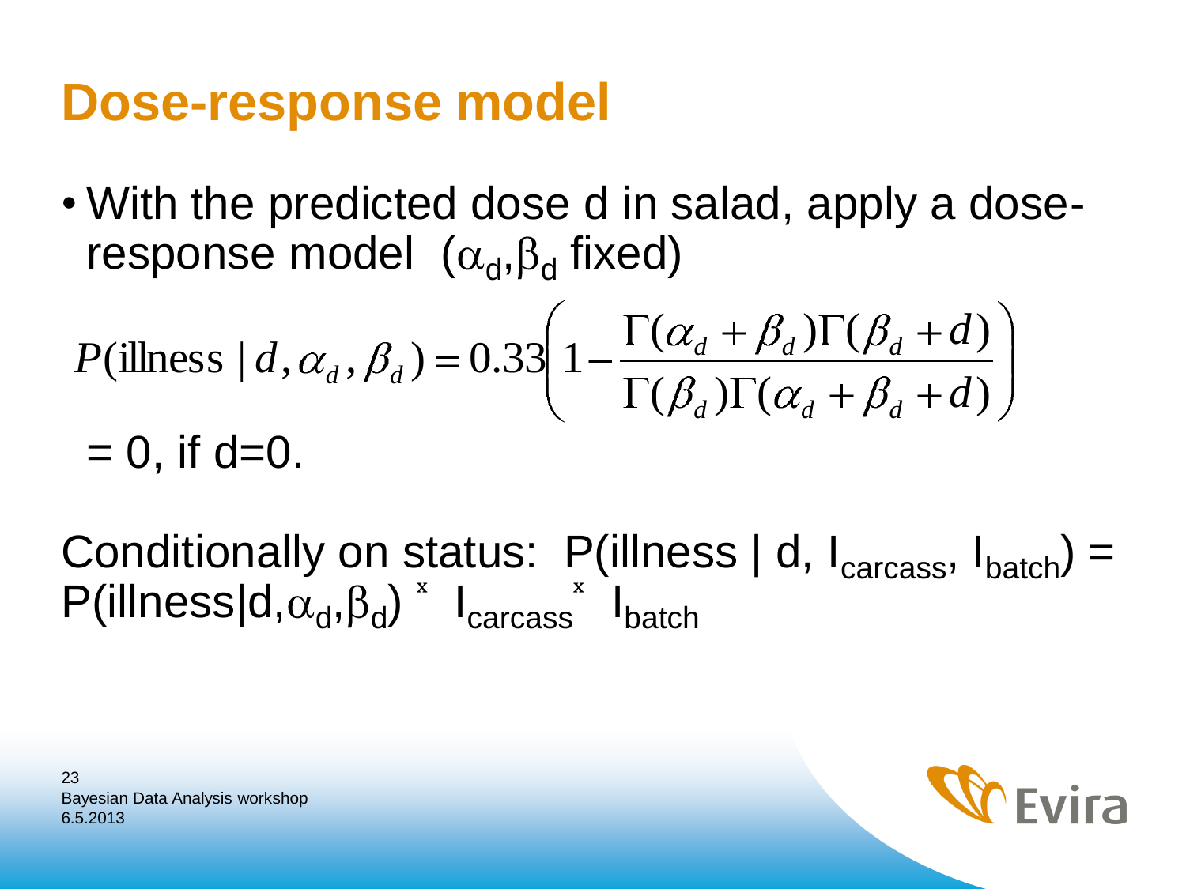# Dose-response model

- With the predicted dose d in salad, apply a dose-response model ($\alpha_d, \beta_d$ fixed)

$$P(\text{illness} \mid d, \alpha_d, \beta_d) = 0.33\left(1 - \frac{\Gamma(\alpha_d + \beta_d)\Gamma(\beta_d + d)}{\Gamma(\beta_d)\Gamma(\alpha_d + \beta_d + d)}\right)$$

$= 0$, if $d=0$.

Conditionally on status: $P(\text{illness} \mid d, I_{carcass}, I_{batch}) = P(\text{illness} \mid d, \alpha_d, \beta_d) \times I_{carcass} \times I_{batch}$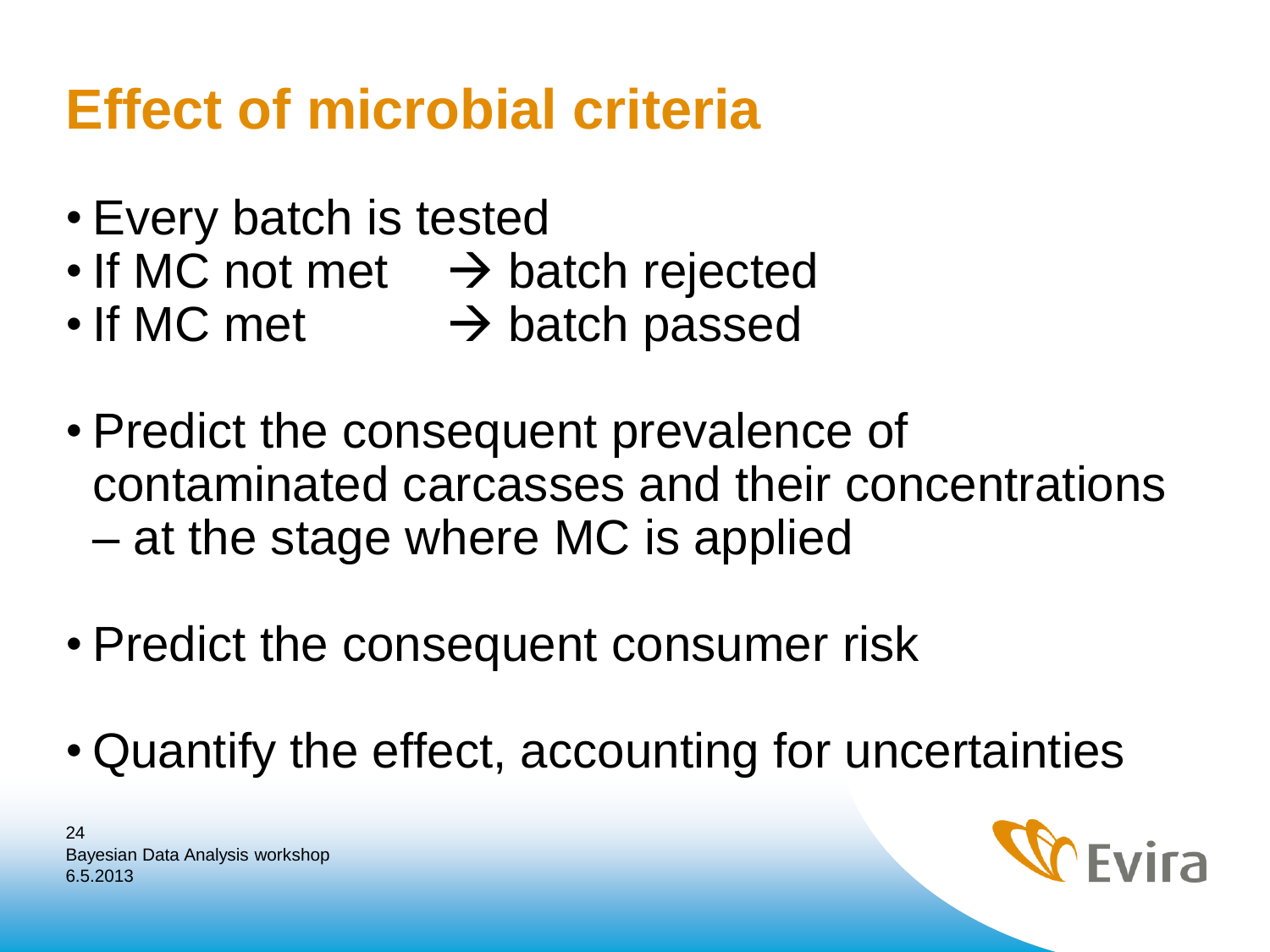# Effect of microbial criteria

- Every batch is tested
- If MC not met → batch rejected
- If MC met → batch passed

- Predict the consequent prevalence of contaminated carcasses and their concentrations
  - at the stage where MC is applied

- Predict the consequent consumer risk

- Quantify the effect, accounting for uncertainties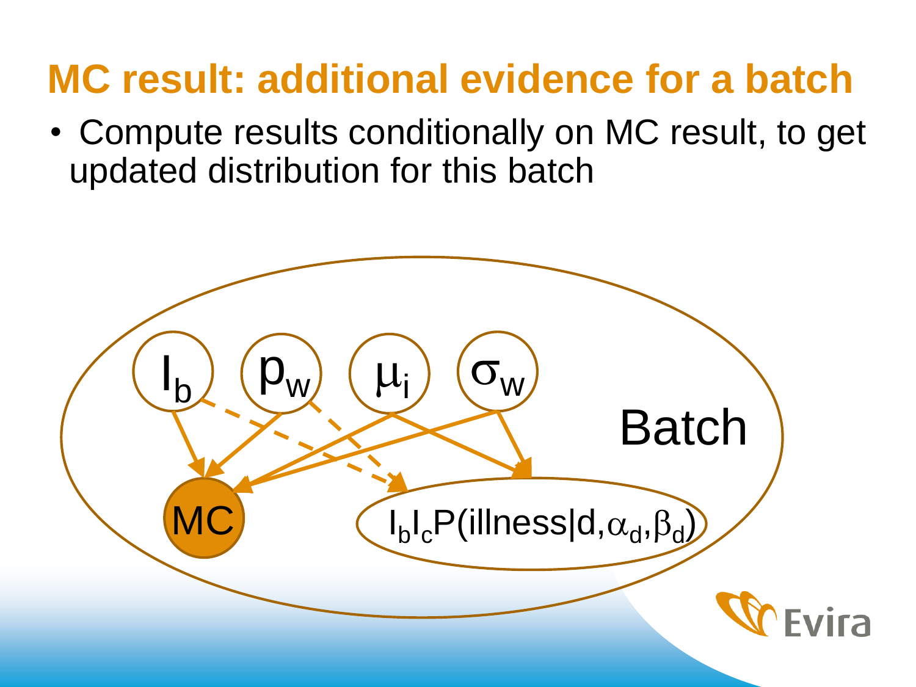# MC result: additional evidence for a batch

- Compute results conditionally on MC result, to get updated distribution for this batch

Batch

$I_b$ $p_w$ $\mu_i$ $\sigma_w$

MC

$I_b I_c P(\text{illness}|d,\alpha_d,\beta_d)$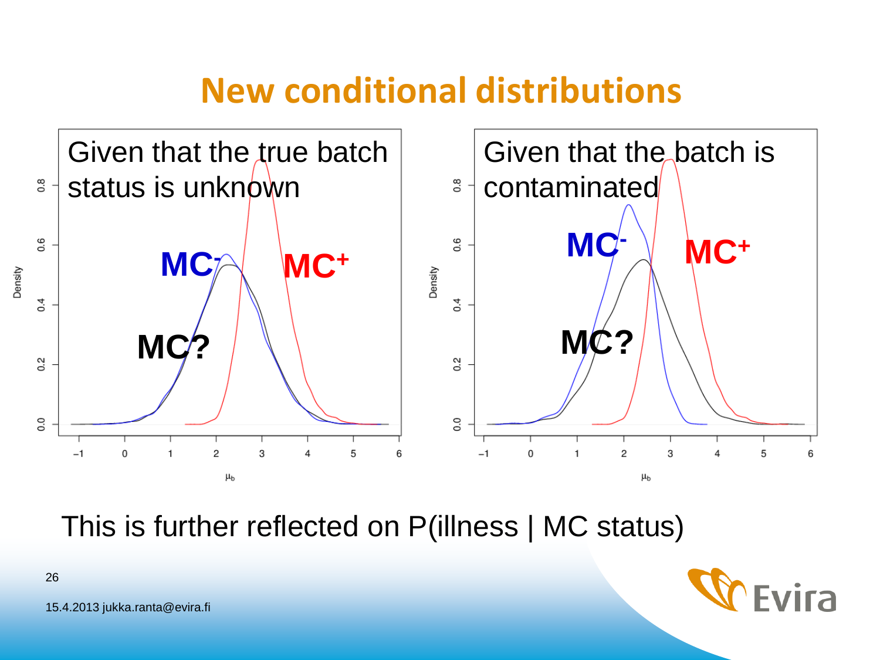# New conditional distributions

Given that the true batch status is unknown

Given that the batch is contaminated

This is further reflected on P(illness | MC status)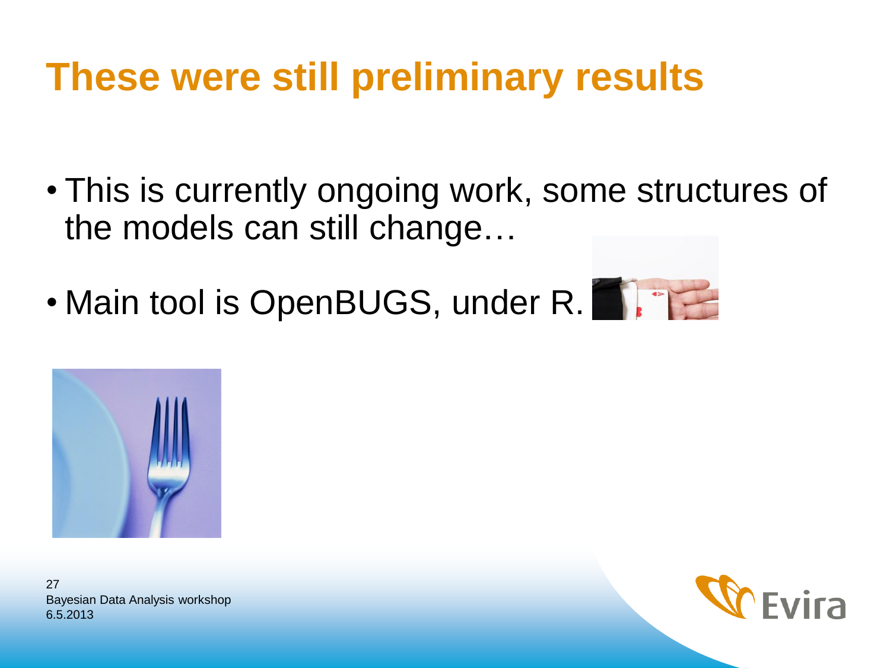# These were still preliminary results

- This is currently ongoing work, some structures of the models can still change…
- Main tool is OpenBUGS, under R.